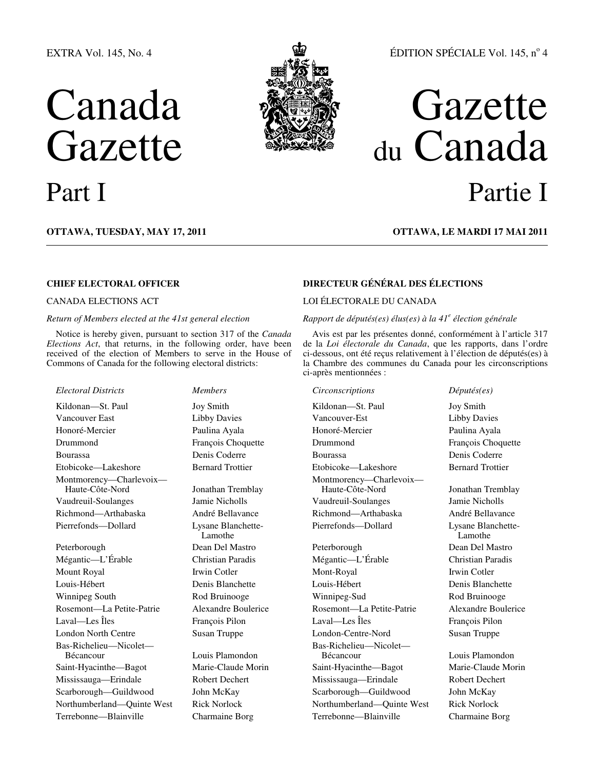EXTRA Vol. 145, No. 4

ÉDITION SPÉCIALE Vol. 145, nº 4

# Canada Gazette

# Part I

# Gazette du Canada

# Partie I

**OTTAWA, TUESDAY, MAY 17, 2011**

**OTTAWA, LE MARDI 17 MAI 2011**

**CHIEF ELECTORAL OFFICER**

CANADA ELECTIONS ACT

*Return of Members elected at the 41st general election*

Notice is hereby given, pursuant to section 317 of the *Canada Elections Act*, that returns, in the following order, have been received of the election of Members to serve in the House of Commons of Canada for the following electoral districts:

| *Electoral Districts* | *Members* |
|---|---|
| Kildonan—St. Paul | Joy Smith |
| Vancouver East | Libby Davies |
| Honoré-Mercier | Paulina Ayala |
| Drummond | François Choquette |
| Bourassa | Denis Coderre |
| Etobicoke—Lakeshore | Bernard Trottier |
| Montmorency—Charlevoix—Haute-Côte-Nord | Jonathan Tremblay |
| Vaudreuil-Soulanges | Jamie Nicholls |
| Richmond—Arthabaska | André Bellavance |
| Pierrefonds—Dollard | Lysane Blanchette-Lamothe |
| Peterborough | Dean Del Mastro |
| Mégantic—L'Érable | Christian Paradis |
| Mount Royal | Irwin Cotler |
| Louis-Hébert | Denis Blanchette |
| Winnipeg South | Rod Bruinooge |
| Rosemont—La Petite-Patrie | Alexandre Boulerice |
| Laval—Les Îles | François Pilon |
| London North Centre | Susan Truppe |
| Bas-Richelieu—Nicolet—Bécancour | Louis Plamondon |
| Saint-Hyacinthe—Bagot | Marie-Claude Morin |
| Mississauga—Erindale | Robert Dechert |
| Scarborough—Guildwood | John McKay |
| Northumberland—Quinte West | Rick Norlock |
| Terrebonne—Blainville | Charmaine Borg |

**DIRECTEUR GÉNÉRAL DES ÉLECTIONS**

LOI ÉLECTORALE DU CANADA

*Rapport de députés(es) élus(es) à la 41e élection générale*

Avis est par les présentes donné, conformément à l'article 317 de la *Loi électorale du Canada*, que les rapports, dans l'ordre ci-dessous, ont été reçus relativement à l'élection de députés(es) à la Chambre des communes du Canada pour les circonscriptions ci-après mentionnées :

| *Circonscriptions* | *Députés(es)* |
|---|---|
| Kildonan—St. Paul | Joy Smith |
| Vancouver-Est | Libby Davies |
| Honoré-Mercier | Paulina Ayala |
| Drummond | François Choquette |
| Bourassa | Denis Coderre |
| Etobicoke—Lakeshore | Bernard Trottier |
| Montmorency—Charlevoix—Haute-Côte-Nord | Jonathan Tremblay |
| Vaudreuil-Soulanges | Jamie Nicholls |
| Richmond—Arthabaska | André Bellavance |
| Pierrefonds—Dollard | Lysane Blanchette-Lamothe |
| Peterborough | Dean Del Mastro |
| Mégantic—L'Érable | Christian Paradis |
| Mont-Royal | Irwin Cotler |
| Louis-Hébert | Denis Blanchette |
| Winnipeg-Sud | Rod Bruinooge |
| Rosemont—La Petite-Patrie | Alexandre Boulerice |
| Laval—Les Îles | François Pilon |
| London-Centre-Nord | Susan Truppe |
| Bas-Richelieu—Nicolet—Bécancour | Louis Plamondon |
| Saint-Hyacinthe—Bagot | Marie-Claude Morin |
| Mississauga—Erindale | Robert Dechert |
| Scarborough—Guildwood | John McKay |
| Northumberland—Quinte West | Rick Norlock |
| Terrebonne—Blainville | Charmaine Borg |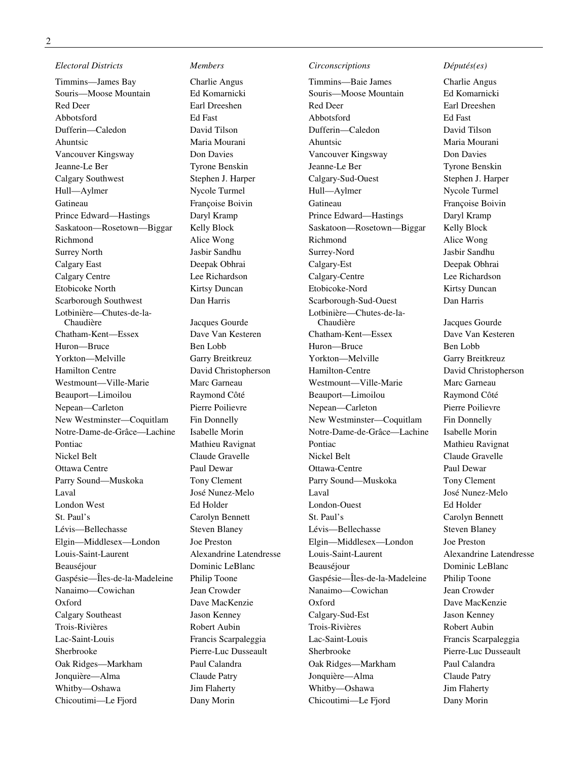| *Electoral Districts* | *Members* | *Circonscriptions* | *Députés(es)* |
|---|---|---|---|
| Timmins—James Bay | Charlie Angus | Timmins—Baie James | Charlie Angus |
| Souris—Moose Mountain | Ed Komarnicki | Souris—Moose Mountain | Ed Komarnicki |
| Red Deer | Earl Dreeshen | Red Deer | Earl Dreeshen |
| Abbotsford | Ed Fast | Abbotsford | Ed Fast |
| Dufferin—Caledon | David Tilson | Dufferin—Caledon | David Tilson |
| Ahuntsic | Maria Mourani | Ahuntsic | Maria Mourani |
| Vancouver Kingsway | Don Davies | Vancouver Kingsway | Don Davies |
| Jeanne-Le Ber | Tyrone Benskin | Jeanne-Le Ber | Tyrone Benskin |
| Calgary Southwest | Stephen J. Harper | Calgary-Sud-Ouest | Stephen J. Harper |
| Hull—Aylmer | Nycole Turmel | Hull—Aylmer | Nycole Turmel |
| Gatineau | Françoise Boivin | Gatineau | Françoise Boivin |
| Prince Edward—Hastings | Daryl Kramp | Prince Edward—Hastings | Daryl Kramp |
| Saskatoon—Rosetown—Biggar | Kelly Block | Saskatoon—Rosetown—Biggar | Kelly Block |
| Richmond | Alice Wong | Richmond | Alice Wong |
| Surrey North | Jasbir Sandhu | Surrey-Nord | Jasbir Sandhu |
| Calgary East | Deepak Obhrai | Calgary-Est | Deepak Obhrai |
| Calgary Centre | Lee Richardson | Calgary-Centre | Lee Richardson |
| Etobicoke North | Kirtsy Duncan | Etobicoke-Nord | Kirtsy Duncan |
| Scarborough Southwest | Dan Harris | Scarborough-Sud-Ouest | Dan Harris |
| Lotbinière—Chutes-de-la-Chaudière | Jacques Gourde | Lotbinière—Chutes-de-la-Chaudière | Jacques Gourde |
| Chatham-Kent—Essex | Dave Van Kesteren | Chatham-Kent—Essex | Dave Van Kesteren |
| Huron—Bruce | Ben Lobb | Huron—Bruce | Ben Lobb |
| Yorkton—Melville | Garry Breitkreuz | Yorkton—Melville | Garry Breitkreuz |
| Hamilton Centre | David Christopherson | Hamilton-Centre | David Christopherson |
| Westmount—Ville-Marie | Marc Garneau | Westmount—Ville-Marie | Marc Garneau |
| Beauport—Limoilou | Raymond Côté | Beauport—Limoilou | Raymond Côté |
| Nepean—Carleton | Pierre Poilievre | Nepean—Carleton | Pierre Poilievre |
| New Westminster—Coquitlam | Fin Donnelly | New Westminster—Coquitlam | Fin Donnelly |
| Notre-Dame-de-Grâce—Lachine | Isabelle Morin | Notre-Dame-de-Grâce—Lachine | Isabelle Morin |
| Pontiac | Mathieu Ravignat | Pontiac | Mathieu Ravignat |
| Nickel Belt | Claude Gravelle | Nickel Belt | Claude Gravelle |
| Ottawa Centre | Paul Dewar | Ottawa-Centre | Paul Dewar |
| Parry Sound—Muskoka | Tony Clement | Parry Sound—Muskoka | Tony Clement |
| Laval | José Nunez-Melo | Laval | José Nunez-Melo |
| London West | Ed Holder | London-Ouest | Ed Holder |
| St. Paul's | Carolyn Bennett | St. Paul's | Carolyn Bennett |
| Lévis—Bellechasse | Steven Blaney | Lévis—Bellechasse | Steven Blaney |
| Elgin—Middlesex—London | Joe Preston | Elgin—Middlesex—London | Joe Preston |
| Louis-Saint-Laurent | Alexandrine Latendresse | Louis-Saint-Laurent | Alexandrine Latendresse |
| Beauséjour | Dominic LeBlanc | Beauséjour | Dominic LeBlanc |
| Gaspésie—Îles-de-la-Madeleine | Philip Toone | Gaspésie—Îles-de-la-Madeleine | Philip Toone |
| Nanaimo—Cowichan | Jean Crowder | Nanaimo—Cowichan | Jean Crowder |
| Oxford | Dave MacKenzie | Oxford | Dave MacKenzie |
| Calgary Southeast | Jason Kenney | Calgary-Sud-Est | Jason Kenney |
| Trois-Rivières | Robert Aubin | Trois-Rivières | Robert Aubin |
| Lac-Saint-Louis | Francis Scarpaleggia | Lac-Saint-Louis | Francis Scarpaleggia |
| Sherbrooke | Pierre-Luc Dusseault | Sherbrooke | Pierre-Luc Dusseault |
| Oak Ridges—Markham | Paul Calandra | Oak Ridges—Markham | Paul Calandra |
| Jonquière—Alma | Claude Patry | Jonquière—Alma | Claude Patry |
| Whitby—Oshawa | Jim Flaherty | Whitby—Oshawa | Jim Flaherty |
| Chicoutimi—Le Fjord | Dany Morin | Chicoutimi—Le Fjord | Dany Morin |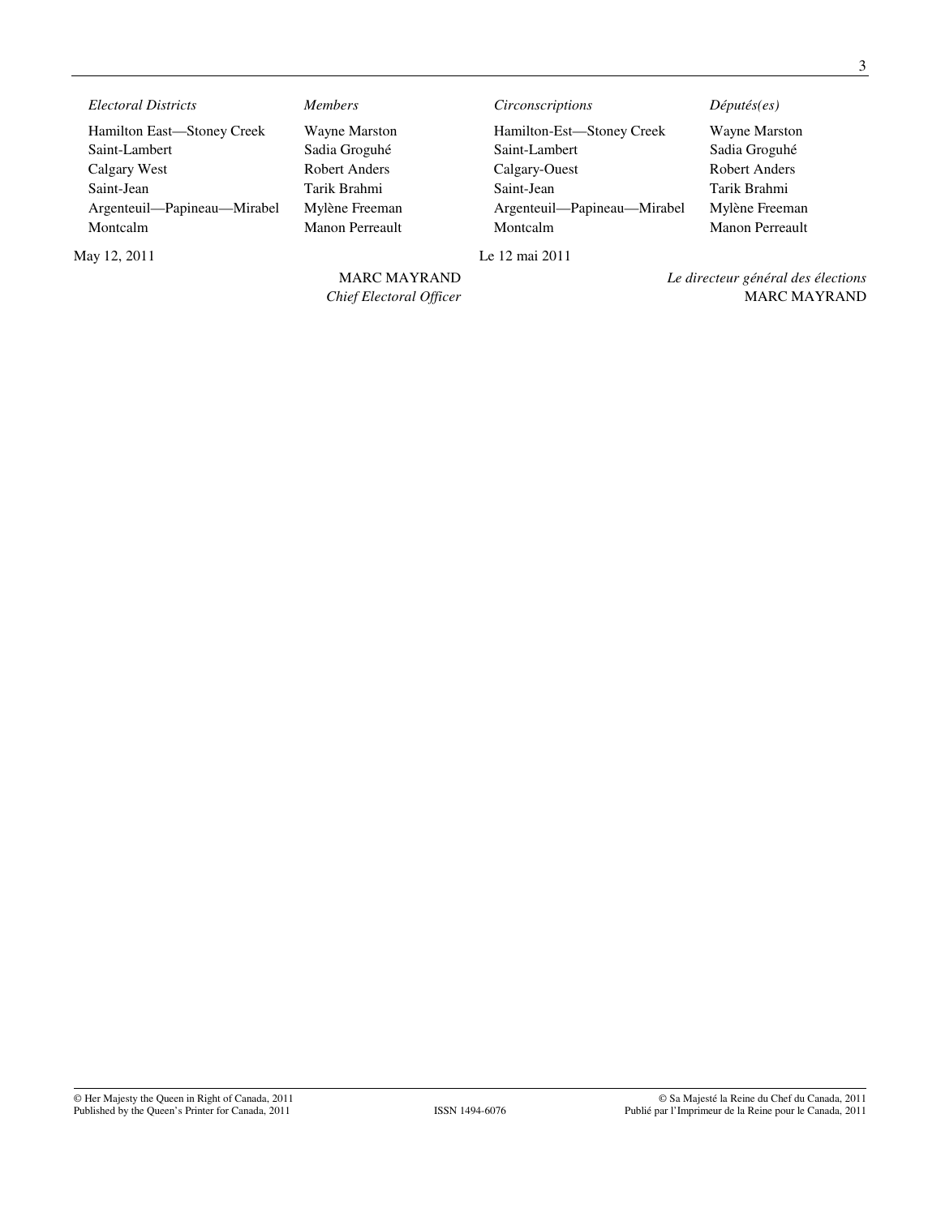| *Electoral Districts* | *Members* |
| --- | --- |
| Hamilton East—Stoney Creek | Wayne Marston |
| Saint-Lambert | Sadia Groguhé |
| Calgary West | Robert Anders |
| Saint-Jean | Tarik Brahmi |
| Argenteuil—Papineau—Mirabel | Mylène Freeman |
| Montcalm | Manon Perreault |

May 12, 2011

MARC MAYRAND
*Chief Electoral Officer*

| *Circonscriptions* | *Députés(es)* |
| --- | --- |
| Hamilton-Est—Stoney Creek | Wayne Marston |
| Saint-Lambert | Sadia Groguhé |
| Calgary-Ouest | Robert Anders |
| Saint-Jean | Tarik Brahmi |
| Argenteuil—Papineau—Mirabel | Mylène Freeman |
| Montcalm | Manon Perreault |

Le 12 mai 2011

*Le directeur général des élections*
MARC MAYRAND

© Her Majesty the Queen in Right of Canada, 2011
Published by the Queen's Printer for Canada, 2011

ISSN 1494-6076

© Sa Majesté la Reine du Chef du Canada, 2011
Publié par l'Imprimeur de la Reine pour le Canada, 2011